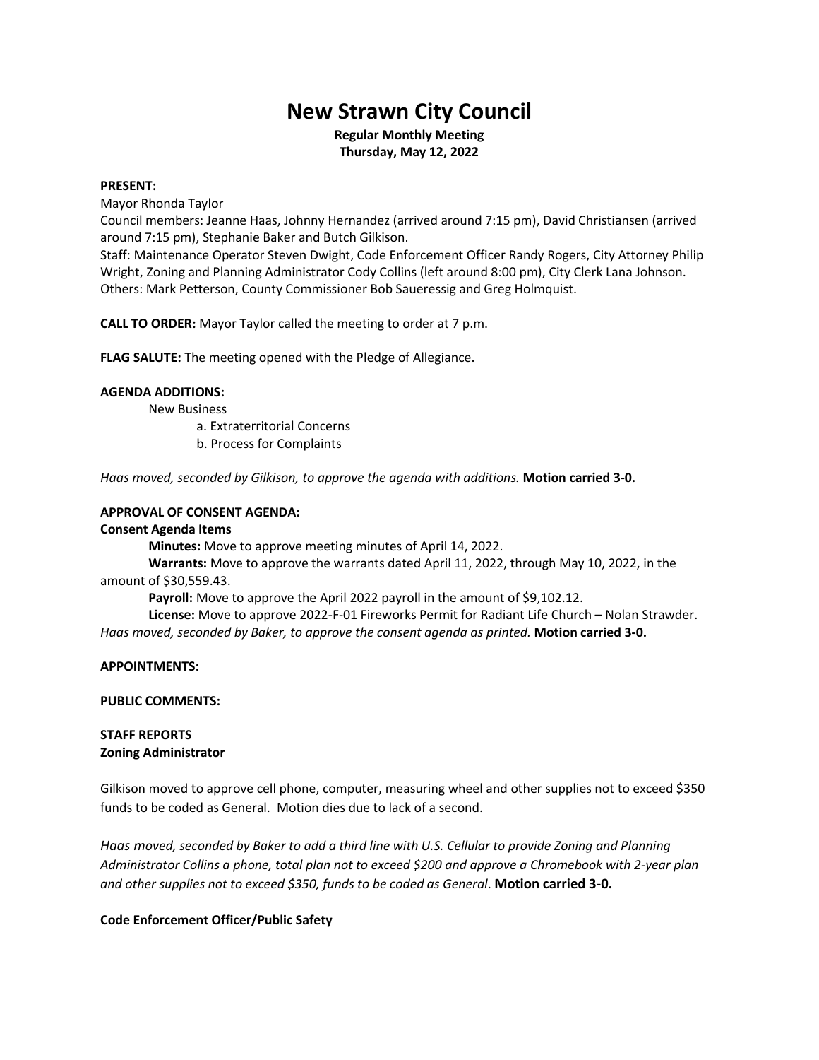# New Strawn City Council

**Regular Monthly Meeting**
**Thursday, May 12, 2022**

**PRESENT:**

Mayor Rhonda Taylor
Council members: Jeanne Haas, Johnny Hernandez (arrived around 7:15 pm), David Christiansen (arrived around 7:15 pm), Stephanie Baker and Butch Gilkison.
Staff: Maintenance Operator Steven Dwight, Code Enforcement Officer Randy Rogers, City Attorney Philip Wright, Zoning and Planning Administrator Cody Collins (left around 8:00 pm), City Clerk Lana Johnson.
Others: Mark Petterson, County Commissioner Bob Saueressig and Greg Holmquist.

**CALL TO ORDER:** Mayor Taylor called the meeting to order at 7 p.m.

**FLAG SALUTE:** The meeting opened with the Pledge of Allegiance.

**AGENDA ADDITIONS:**

New Business
- a. Extraterritorial Concerns
- b. Process for Complaints

*Haas moved, seconded by Gilkison, to approve the agenda with additions.* **Motion carried 3-0.**

**APPROVAL OF CONSENT AGENDA:**

**Consent Agenda Items**

**Minutes:** Move to approve meeting minutes of April 14, 2022.

**Warrants:** Move to approve the warrants dated April 11, 2022, through May 10, 2022, in the amount of $30,559.43.

**Payroll:** Move to approve the April 2022 payroll in the amount of $9,102.12.

**License:** Move to approve 2022-F-01 Fireworks Permit for Radiant Life Church – Nolan Strawder.

*Haas moved, seconded by Baker, to approve the consent agenda as printed.* **Motion carried 3-0.**

**APPOINTMENTS:**

**PUBLIC COMMENTS:**

**STAFF REPORTS**

**Zoning Administrator**

Gilkison moved to approve cell phone, computer, measuring wheel and other supplies not to exceed $350 funds to be coded as General. Motion dies due to lack of a second.

*Haas moved, seconded by Baker to add a third line with U.S. Cellular to provide Zoning and Planning Administrator Collins a phone, total plan not to exceed $200 and approve a Chromebook with 2-year plan and other supplies not to exceed $350, funds to be coded as General*. **Motion carried 3-0.**

**Code Enforcement Officer/Public Safety**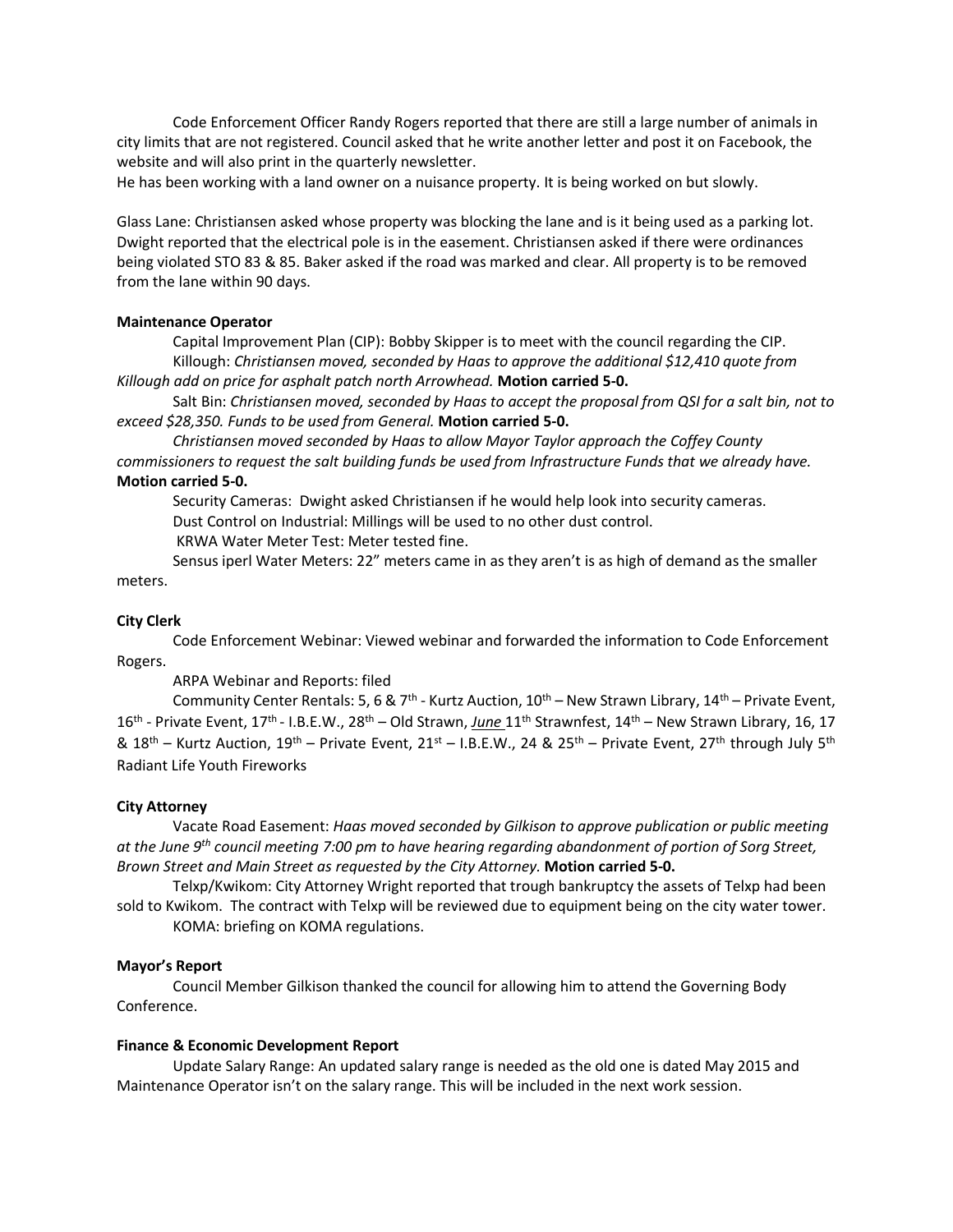Code Enforcement Officer Randy Rogers reported that there are still a large number of animals in city limits that are not registered. Council asked that he write another letter and post it on Facebook, the website and will also print in the quarterly newsletter.
He has been working with a land owner on a nuisance property. It is being worked on but slowly.

Glass Lane: Christiansen asked whose property was blocking the lane and is it being used as a parking lot. Dwight reported that the electrical pole is in the easement. Christiansen asked if there were ordinances being violated STO 83 & 85. Baker asked if the road was marked and clear. All property is to be removed from the lane within 90 days.

**Maintenance Operator**

Capital Improvement Plan (CIP): Bobby Skipper is to meet with the council regarding the CIP.

Killough: *Christiansen moved, seconded by Haas to approve the additional $12,410 quote from Killough add on price for asphalt patch north Arrowhead.* **Motion carried 5-0.**

Salt Bin: *Christiansen moved, seconded by Haas to accept the proposal from QSI for a salt bin, not to exceed $28,350. Funds to be used from General.* **Motion carried 5-0.**

*Christiansen moved seconded by Haas to allow Mayor Taylor approach the Coffey County commissioners to request the salt building funds be used from Infrastructure Funds that we already have.* **Motion carried 5-0.**

Security Cameras: Dwight asked Christiansen if he would help look into security cameras.

Dust Control on Industrial: Millings will be used to no other dust control.

KRWA Water Meter Test: Meter tested fine.

Sensus iperl Water Meters: 22" meters came in as they aren't is as high of demand as the smaller meters.

**City Clerk**

Code Enforcement Webinar: Viewed webinar and forwarded the information to Code Enforcement Rogers.

ARPA Webinar and Reports: filed

Community Center Rentals: 5, 6 & 7th - Kurtz Auction, 10th – New Strawn Library, 14th – Private Event, 16th - Private Event, 17th - I.B.E.W., 28th – Old Strawn, ***June*** 11th Strawnfest, 14th – New Strawn Library, 16, 17 & 18th – Kurtz Auction, 19th – Private Event, 21st – I.B.E.W., 24 & 25th – Private Event, 27th through July 5th Radiant Life Youth Fireworks

**City Attorney**

Vacate Road Easement: *Haas moved seconded by Gilkison to approve publication or public meeting at the June 9th council meeting 7:00 pm to have hearing regarding abandonment of portion of Sorg Street, Brown Street and Main Street as requested by the City Attorney.* **Motion carried 5-0.**

Telxp/Kwikom: City Attorney Wright reported that trough bankruptcy the assets of Telxp had been sold to Kwikom. The contract with Telxp will be reviewed due to equipment being on the city water tower.

KOMA: briefing on KOMA regulations.

**Mayor's Report**

Council Member Gilkison thanked the council for allowing him to attend the Governing Body Conference.

**Finance & Economic Development Report**

Update Salary Range: An updated salary range is needed as the old one is dated May 2015 and Maintenance Operator isn't on the salary range. This will be included in the next work session.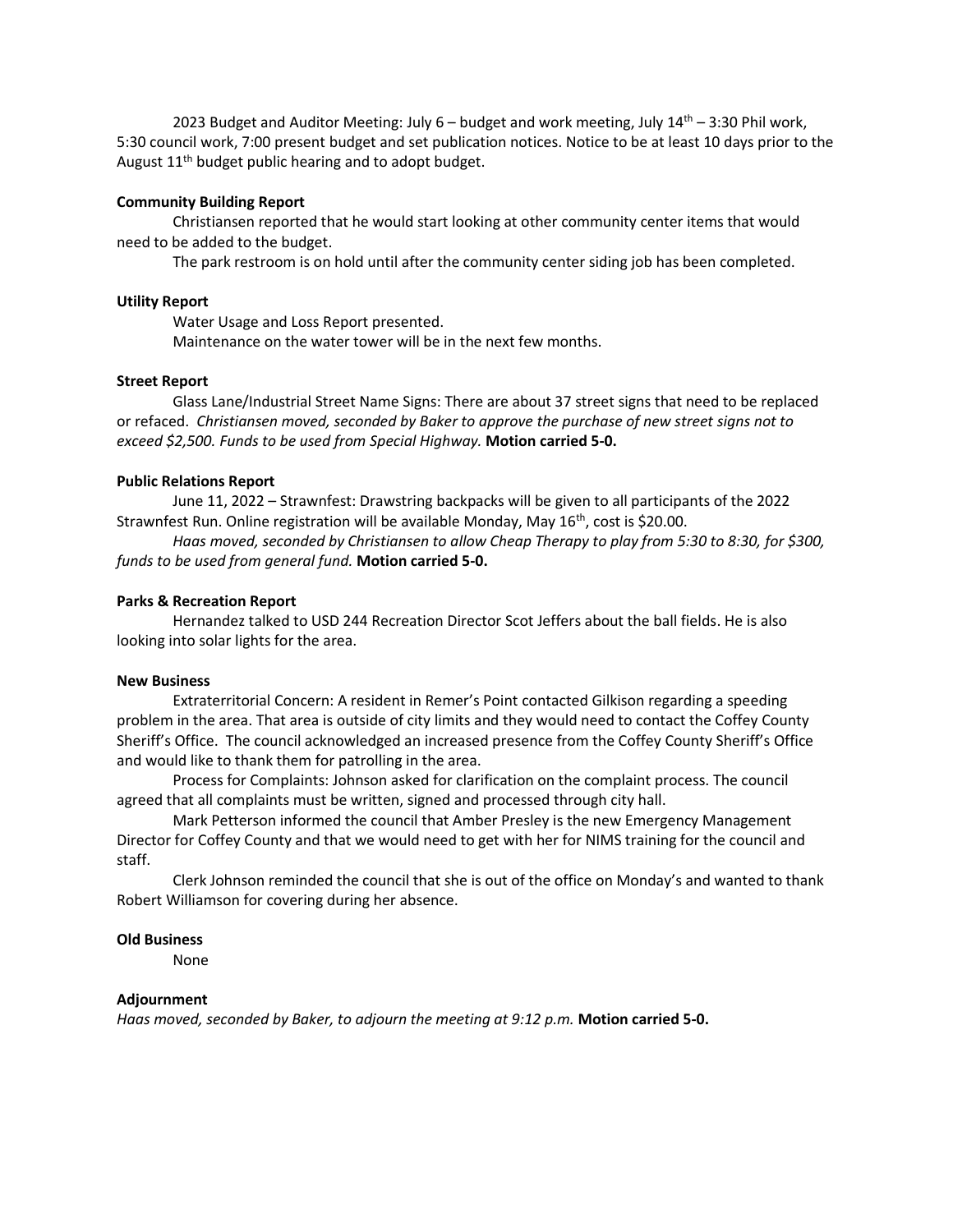2023 Budget and Auditor Meeting: July 6 – budget and work meeting, July 14th – 3:30 Phil work, 5:30 council work, 7:00 present budget and set publication notices. Notice to be at least 10 days prior to the August 11th budget public hearing and to adopt budget.

**Community Building Report**

Christiansen reported that he would start looking at other community center items that would need to be added to the budget.

The park restroom is on hold until after the community center siding job has been completed.

**Utility Report**

Water Usage and Loss Report presented.

Maintenance on the water tower will be in the next few months.

**Street Report**

Glass Lane/Industrial Street Name Signs: There are about 37 street signs that need to be replaced or refaced. *Christiansen moved, seconded by Baker to approve the purchase of new street signs not to exceed $2,500. Funds to be used from Special Highway.* **Motion carried 5-0.**

**Public Relations Report**

June 11, 2022 – Strawnfest: Drawstring backpacks will be given to all participants of the 2022 Strawnfest Run. Online registration will be available Monday, May 16th, cost is $20.00.

*Haas moved, seconded by Christiansen to allow Cheap Therapy to play from 5:30 to 8:30, for $300, funds to be used from general fund.* **Motion carried 5-0.**

**Parks & Recreation Report**

Hernandez talked to USD 244 Recreation Director Scot Jeffers about the ball fields. He is also looking into solar lights for the area.

**New Business**

Extraterritorial Concern: A resident in Remer's Point contacted Gilkison regarding a speeding problem in the area. That area is outside of city limits and they would need to contact the Coffey County Sheriff's Office. The council acknowledged an increased presence from the Coffey County Sheriff's Office and would like to thank them for patrolling in the area.

Process for Complaints: Johnson asked for clarification on the complaint process. The council agreed that all complaints must be written, signed and processed through city hall.

Mark Petterson informed the council that Amber Presley is the new Emergency Management Director for Coffey County and that we would need to get with her for NIMS training for the council and staff.

Clerk Johnson reminded the council that she is out of the office on Monday's and wanted to thank Robert Williamson for covering during her absence.

**Old Business**

None

**Adjournment**

*Haas moved, seconded by Baker, to adjourn the meeting at 9:12 p.m.* **Motion carried 5-0.**